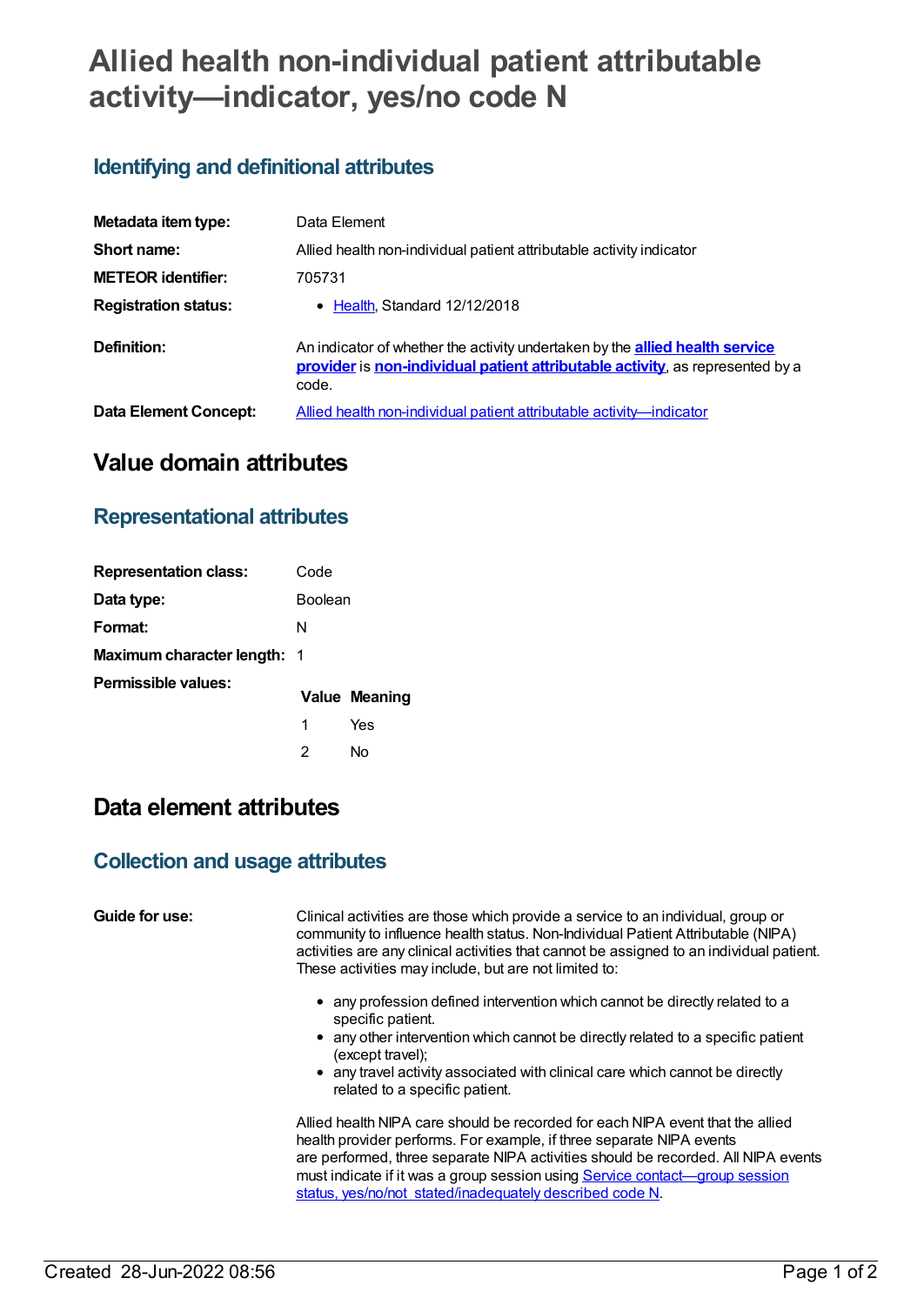# Allied health non-individual patient attributable activity—indicator, yes/no code N

## Identifying and definitional attributes

| | |
|---|---|
| **Metadata item type:** | Data Element |
| **Short name:** | Allied health non-individual patient attributable activity indicator |
| **METEOR identifier:** | 705731 |
| **Registration status:** | • Health, Standard 12/12/2018 |
| **Definition:** | An indicator of whether the activity undertaken by the **allied health service provider** is **non-individual patient attributable activity**, as represented by a code. |
| **Data Element Concept:** | Allied health non-individual patient attributable activity—indicator |

# Value domain attributes

## Representational attributes

| | |
|---|---|
| **Representation class:** | Code |
| **Data type:** | Boolean |
| **Format:** | N |
| **Maximum character length:** | 1 |

**Permissible values:**

| Value | Meaning |
|---|---|
| 1 | Yes |
| 2 | No |

# Data element attributes

## Collection and usage attributes

**Guide for use:**

Clinical activities are those which provide a service to an individual, group or community to influence health status. Non-Individual Patient Attributable (NIPA) activities are any clinical activities that cannot be assigned to an individual patient. These activities may include, but are not limited to:

- any profession defined intervention which cannot be directly related to a specific patient.
- any other intervention which cannot be directly related to a specific patient (except travel);
- any travel activity associated with clinical care which cannot be directly related to a specific patient.

Allied health NIPA care should be recorded for each NIPA event that the allied health provider performs. For example, if three separate NIPA events are performed, three separate NIPA activities should be recorded. All NIPA events must indicate if it was a group session using Service contact—group session status, yes/no/not stated/inadequately described code N.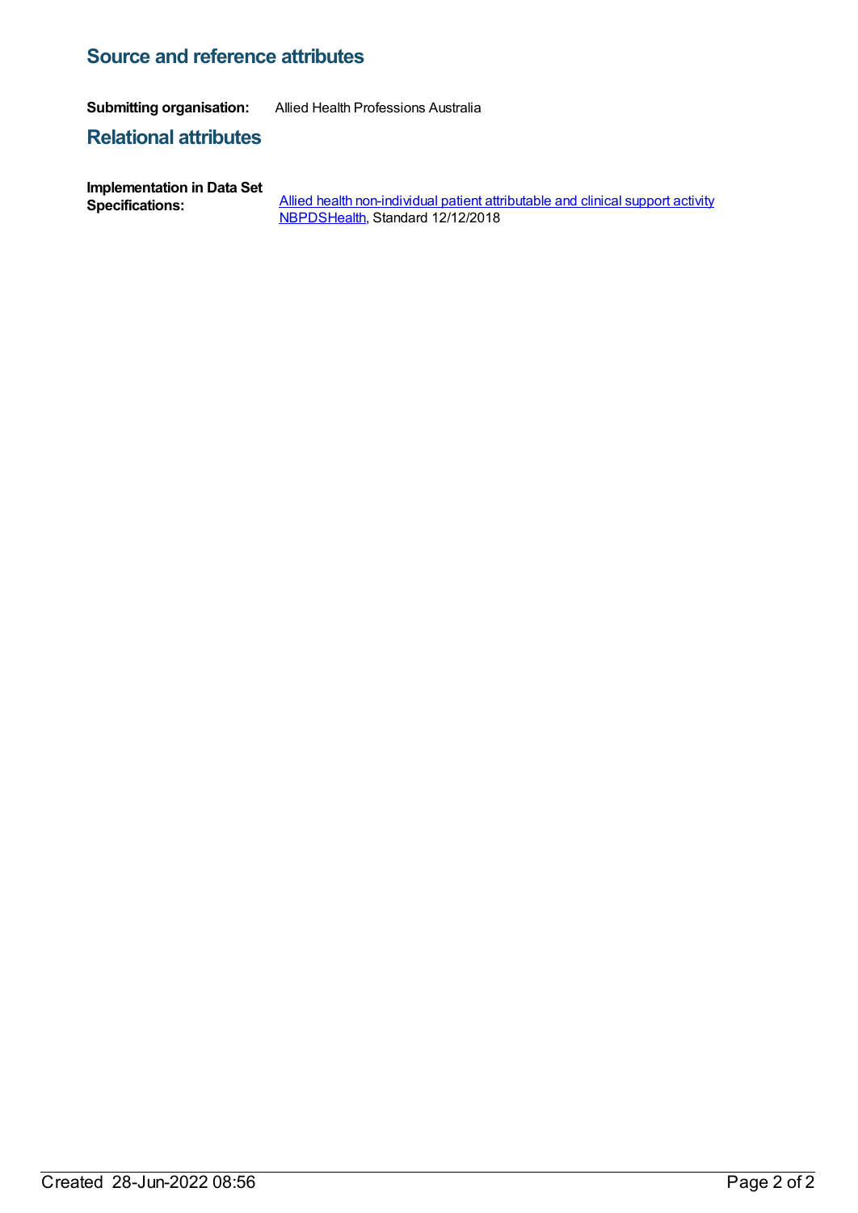## Source and reference attributes

**Submitting organisation:** Allied Health Professions Australia

## Relational attributes

**Implementation in Data Set Specifications:** Allied health non-individual patient attributable and clinical support activity NBPDSHealth, Standard 12/12/2018